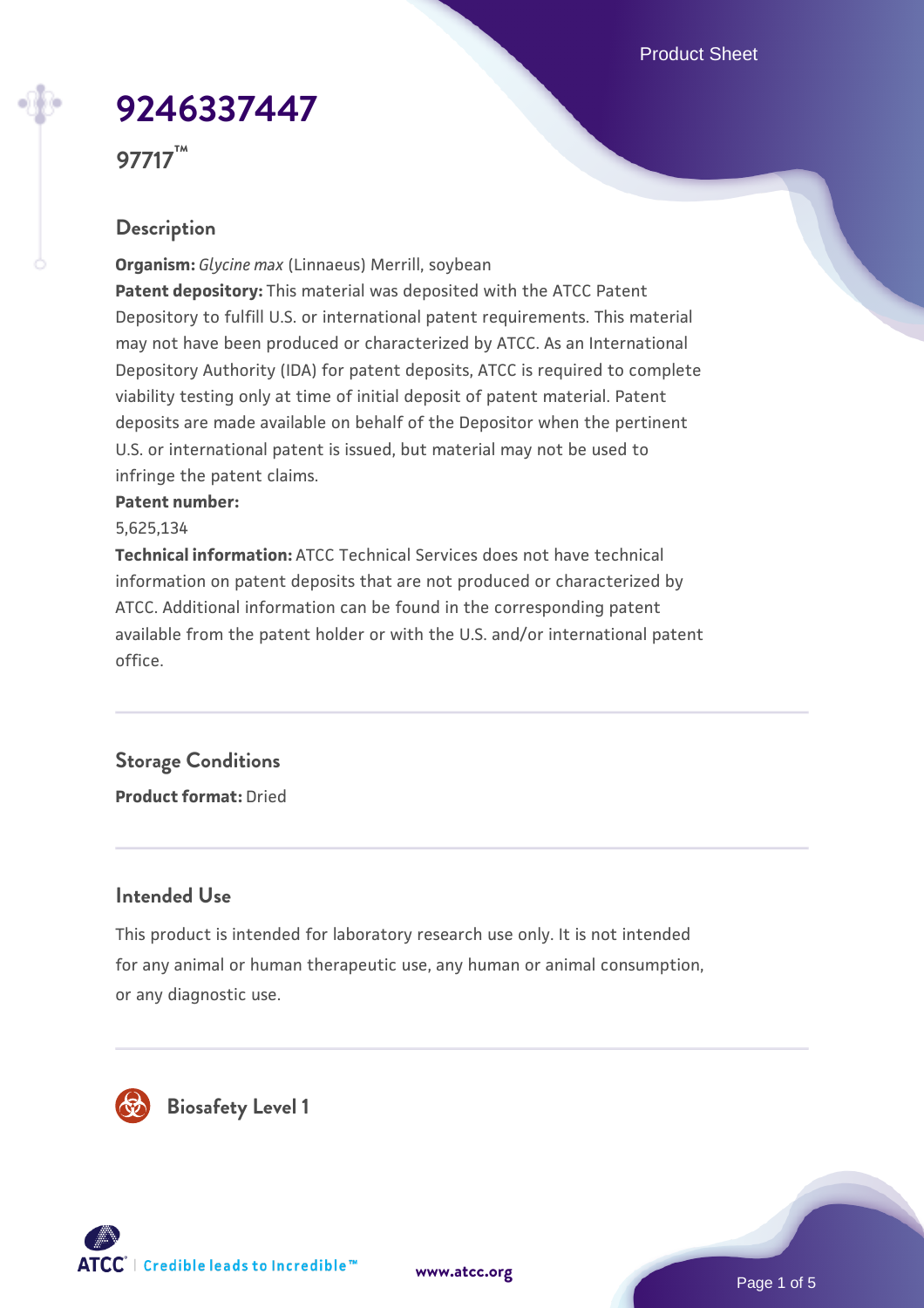# 9246337447

**97717™**

## Description

**Organism:** *Glycine max* (Linnaeus) Merrill, soybean

**Patent depository:** This material was deposited with the ATCC Patent Depository to fulfill U.S. or international patent requirements. This material may not have been produced or characterized by ATCC. As an International Depository Authority (IDA) for patent deposits, ATCC is required to complete viability testing only at time of initial deposit of patent material. Patent deposits are made available on behalf of the Depositor when the pertinent U.S. or international patent is issued, but material may not be used to infringe the patent claims.

**Patent number:**

5,625,134

**Technical information:** ATCC Technical Services does not have technical information on patent deposits that are not produced or characterized by ATCC. Additional information can be found in the corresponding patent available from the patent holder or with the U.S. and/or international patent office.

## Storage Conditions

**Product format:** Dried

## Intended Use

This product is intended for laboratory research use only. It is not intended for any animal or human therapeutic use, any human or animal consumption, or any diagnostic use.

## Biosafety Level 1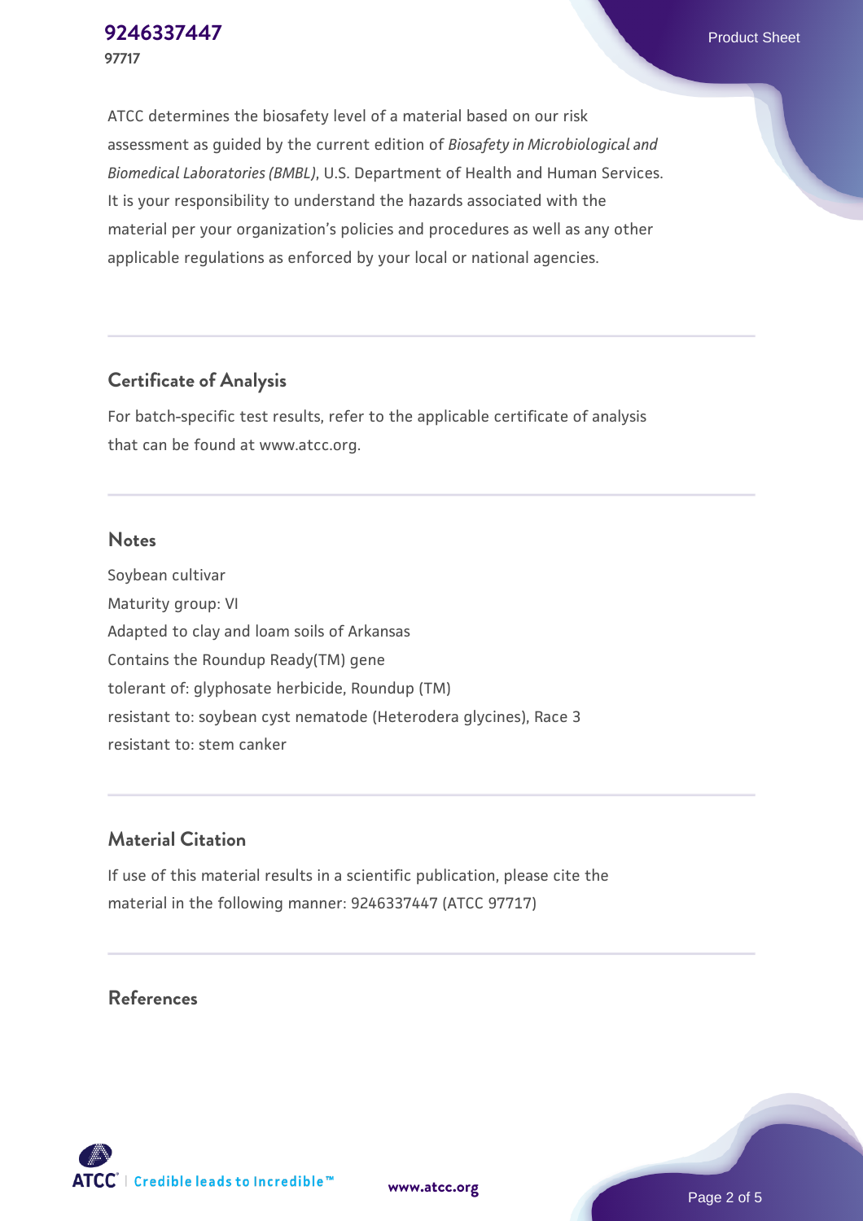ATCC determines the biosafety level of a material based on our risk assessment as guided by the current edition of *Biosafety in Microbiological and Biomedical Laboratories (BMBL)*, U.S. Department of Health and Human Services. It is your responsibility to understand the hazards associated with the material per your organization's policies and procedures as well as any other applicable regulations as enforced by your local or national agencies.

## Certificate of Analysis

For batch-specific test results, refer to the applicable certificate of analysis that can be found at www.atcc.org.

## Notes

Soybean cultivar
Maturity group: VI
Adapted to clay and loam soils of Arkansas
Contains the Roundup Ready(TM) gene
tolerant of: glyphosate herbicide, Roundup (TM)
resistant to: soybean cyst nematode (Heterodera glycines), Race 3
resistant to: stem canker

## Material Citation

If use of this material results in a scientific publication, please cite the material in the following manner: 9246337447 (ATCC 97717)

## References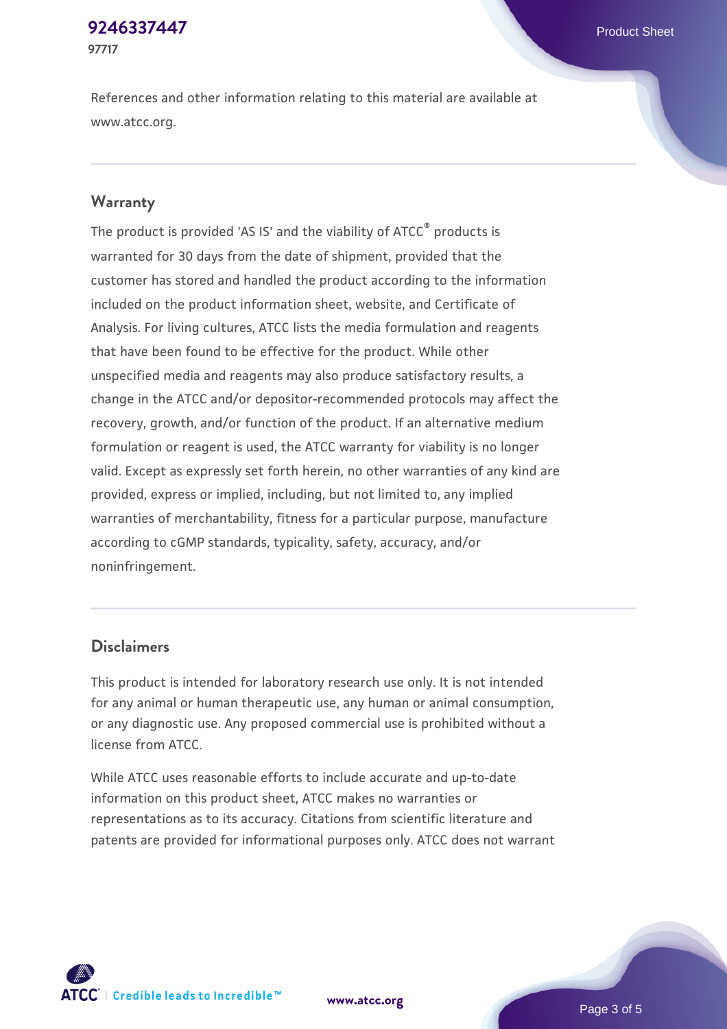References and other information relating to this material are available at www.atcc.org.

## Warranty

The product is provided 'AS IS' and the viability of ATCC® products is warranted for 30 days from the date of shipment, provided that the customer has stored and handled the product according to the information included on the product information sheet, website, and Certificate of Analysis. For living cultures, ATCC lists the media formulation and reagents that have been found to be effective for the product. While other unspecified media and reagents may also produce satisfactory results, a change in the ATCC and/or depositor-recommended protocols may affect the recovery, growth, and/or function of the product. If an alternative medium formulation or reagent is used, the ATCC warranty for viability is no longer valid. Except as expressly set forth herein, no other warranties of any kind are provided, express or implied, including, but not limited to, any implied warranties of merchantability, fitness for a particular purpose, manufacture according to cGMP standards, typicality, safety, accuracy, and/or noninfringement.

## Disclaimers

This product is intended for laboratory research use only. It is not intended for any animal or human therapeutic use, any human or animal consumption, or any diagnostic use. Any proposed commercial use is prohibited without a license from ATCC.

While ATCC uses reasonable efforts to include accurate and up-to-date information on this product sheet, ATCC makes no warranties or representations as to its accuracy. Citations from scientific literature and patents are provided for informational purposes only. ATCC does not warrant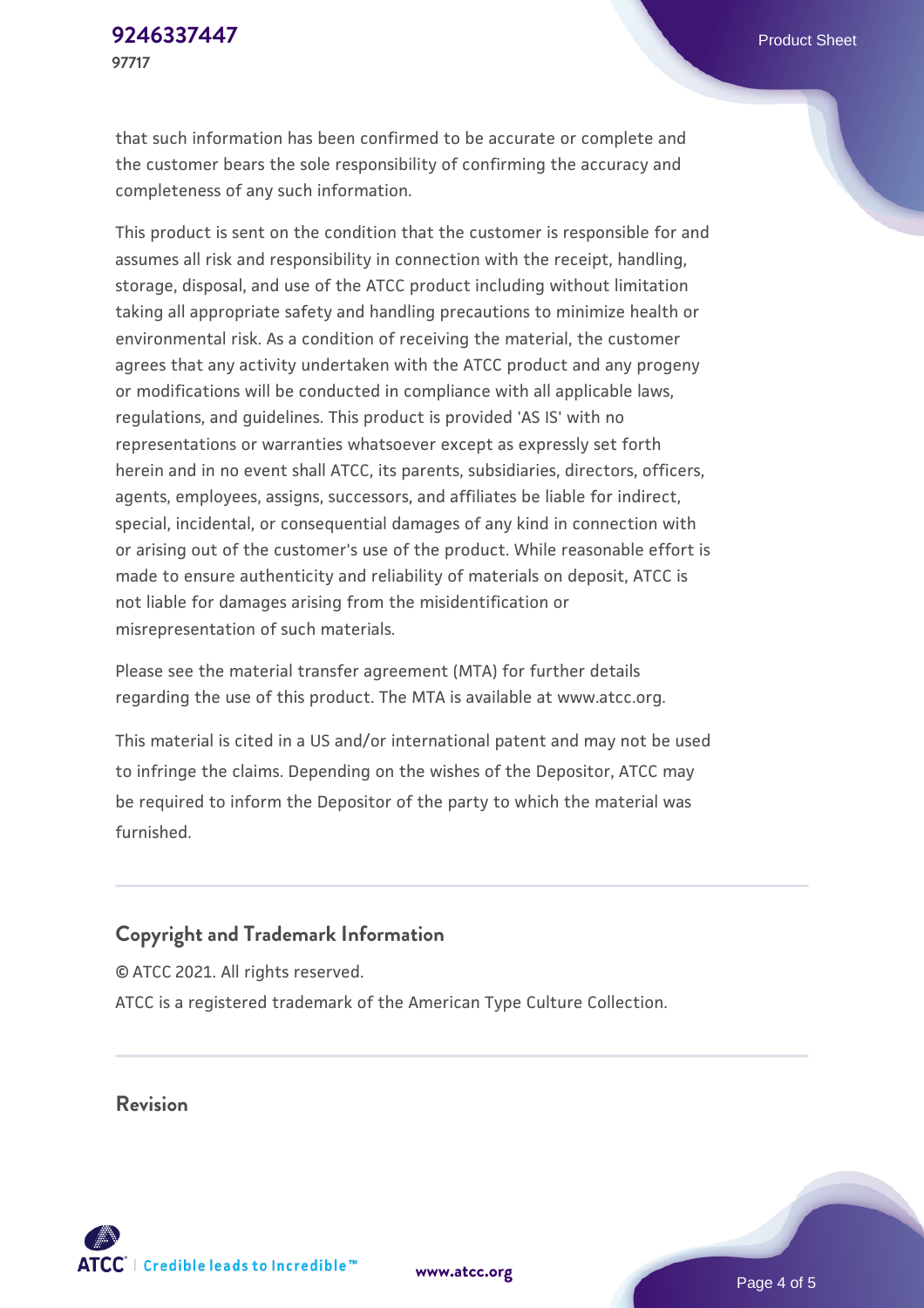that such information has been confirmed to be accurate or complete and the customer bears the sole responsibility of confirming the accuracy and completeness of any such information.

This product is sent on the condition that the customer is responsible for and assumes all risk and responsibility in connection with the receipt, handling, storage, disposal, and use of the ATCC product including without limitation taking all appropriate safety and handling precautions to minimize health or environmental risk. As a condition of receiving the material, the customer agrees that any activity undertaken with the ATCC product and any progeny or modifications will be conducted in compliance with all applicable laws, regulations, and guidelines. This product is provided 'AS IS' with no representations or warranties whatsoever except as expressly set forth herein and in no event shall ATCC, its parents, subsidiaries, directors, officers, agents, employees, assigns, successors, and affiliates be liable for indirect, special, incidental, or consequential damages of any kind in connection with or arising out of the customer's use of the product. While reasonable effort is made to ensure authenticity and reliability of materials on deposit, ATCC is not liable for damages arising from the misidentification or misrepresentation of such materials.

Please see the material transfer agreement (MTA) for further details regarding the use of this product. The MTA is available at www.atcc.org.

This material is cited in a US and/or international patent and may not be used to infringe the claims. Depending on the wishes of the Depositor, ATCC may be required to inform the Depositor of the party to which the material was furnished.

## Copyright and Trademark Information

© ATCC 2021. All rights reserved.

ATCC is a registered trademark of the American Type Culture Collection.

## Revision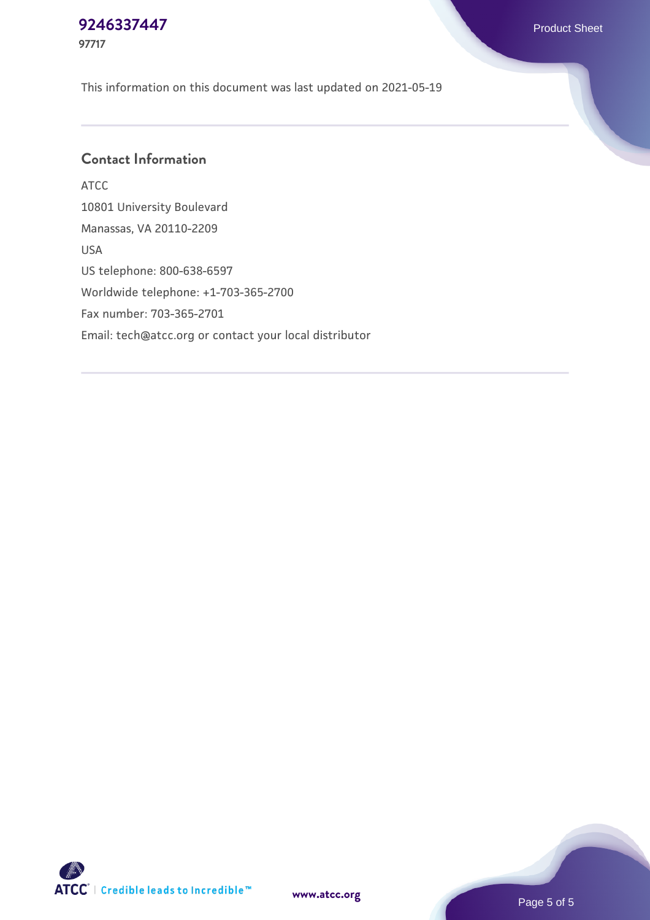This information on this document was last updated on 2021-05-19

## Contact Information

ATCC
10801 University Boulevard
Manassas, VA 20110-2209
USA
US telephone: 800-638-6597
Worldwide telephone: +1-703-365-2700
Fax number: 703-365-2701
Email: tech@atcc.org or contact your local distributor